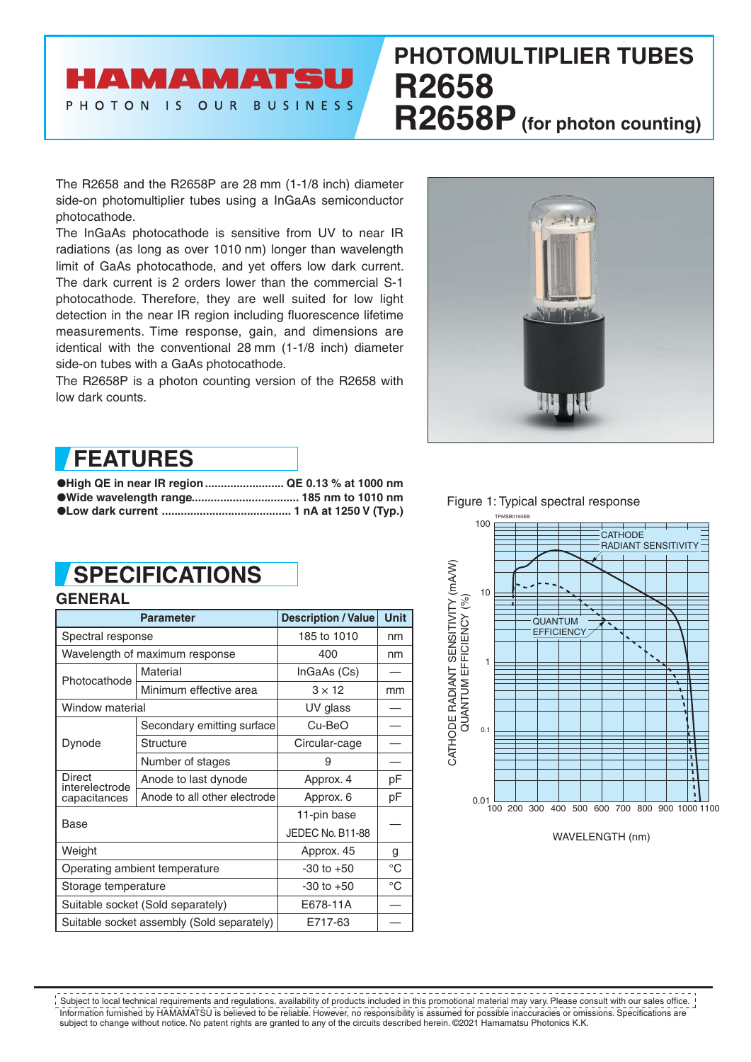# PHOTOMULTIPLIER TUBES R2658 R2658P (for photon counting)

The R2658 and the R2658P are 28 mm (1-1/8 inch) diameter side-on photomultiplier tubes using a InGaAs semiconductor photocathode.
The InGaAs photocathode is sensitive from UV to near IR radiations (as long as over 1010 nm) longer than wavelength limit of GaAs photocathode, and yet offers low dark current. The dark current is 2 orders lower than the commercial S-1 photocathode. Therefore, they are well suited for low light detection in the near IR region including fluorescence lifetime measurements. Time response, gain, and dimensions are identical with the conventional 28 mm (1-1/8 inch) diameter side-on tubes with a GaAs photocathode.
The R2658P is a photon counting version of the R2658 with low dark counts.

## FEATURES

- **High QE in near IR region ......................... QE 0.13 % at 1000 nm**
- **Wide wavelength range................................. 185 nm to 1010 nm**
- **Low dark current ........................................ 1 nA at 1250 V (Typ.)**

## SPECIFICATIONS

### GENERAL

| Parameter | | Description / Value | Unit |
|---|---|---|---|
| Spectral response | | 185 to 1010 | nm |
| Wavelength of maximum response | | 400 | nm |
| Photocathode | Material | InGaAs (Cs) | — |
| | Minimum effective area | 3 × 12 | mm |
| Window material | | UV glass | — |
| Dynode | Secondary emitting surface | Cu-BeO | — |
| | Structure | Circular-cage | — |
| | Number of stages | 9 | — |
| Direct interelectrode capacitances | Anode to last dynode | Approx. 4 | pF |
| | Anode to all other electrode | Approx. 6 | pF |
| Base | | 11-pin base JEDEC No. B11-88 | — |
| Weight | | Approx. 45 | g |
| Operating ambient temperature | | -30 to +50 | °C |
| Storage temperature | | -30 to +50 | °C |
| Suitable socket (Sold separately) | | E678-11A | — |
| Suitable socket assembly (Sold separately) | | E717-63 | — |

Figure 1: Typical spectral response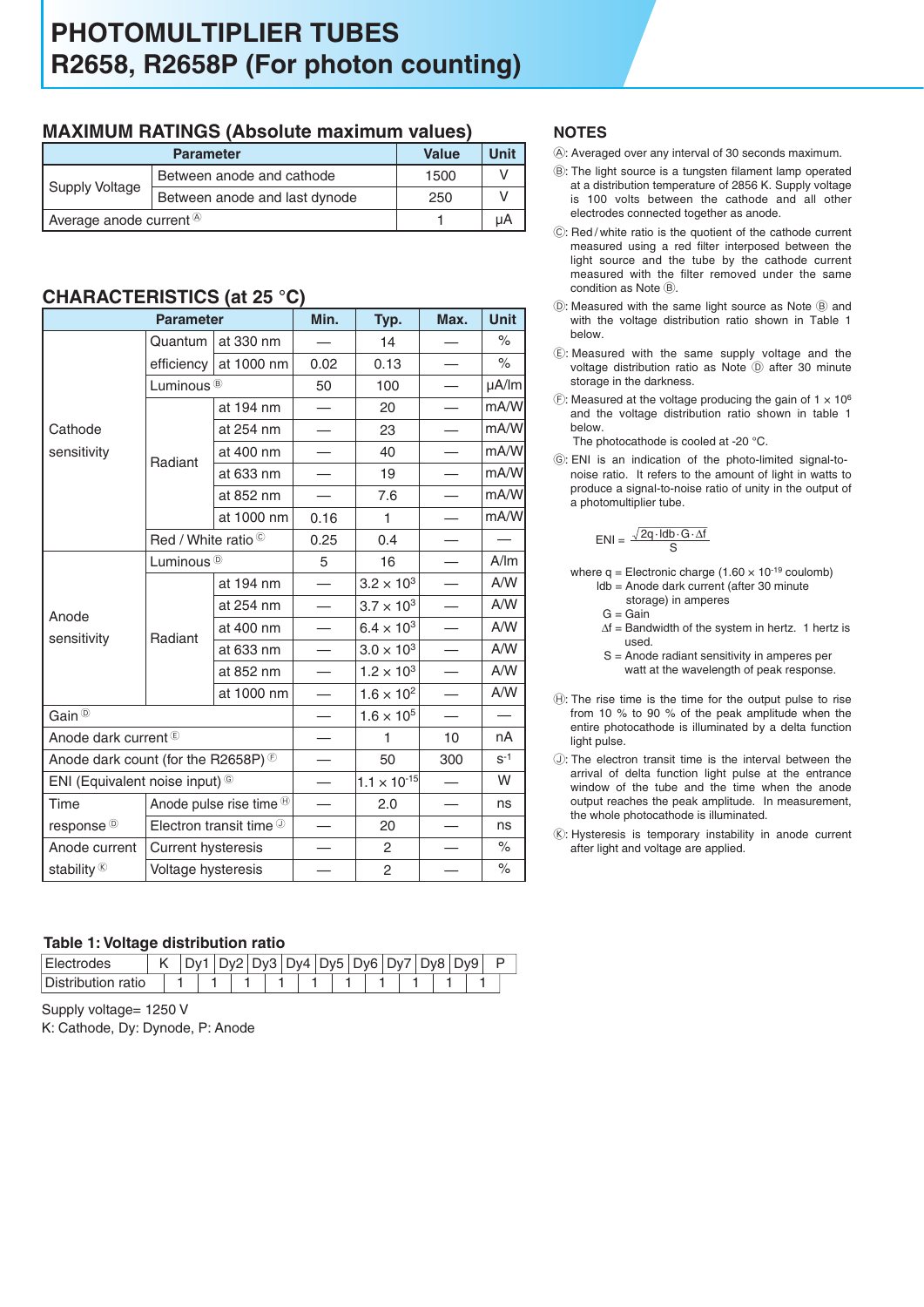# PHOTOMULTIPLIER TUBES
# R2658, R2658P (For photon counting)

## MAXIMUM RATINGS (Absolute maximum values)

| Parameter | | Value | Unit |
|---|---|---|---|
| Supply Voltage | Between anode and cathode | 1500 | V |
| | Between anode and last dynode | 250 | V |
| Average anode current Ⓐ | | 1 | μA |

## CHARACTERISTICS (at 25 °C)

| Parameter | | | Min. | Typ. | Max. | Unit |
|---|---|---|---|---|---|---|
| Cathode sensitivity | Quantum efficiency | at 330 nm | — | 14 | — | % |
| | | at 1000 nm | 0.02 | 0.13 | — | % |
| | Luminous Ⓑ | | 50 | 100 | — | μA/lm |
| | Radiant | at 194 nm | — | 20 | — | mA/W |
| | | at 254 nm | — | 23 | — | mA/W |
| | | at 400 nm | — | 40 | — | mA/W |
| | | at 633 nm | — | 19 | — | mA/W |
| | | at 852 nm | — | 7.6 | — | mA/W |
| | | at 1000 nm | 0.16 | 1 | — | mA/W |
| | Red / White ratio Ⓒ | | 0.25 | 0.4 | — | — |
| Anode sensitivity | Luminous Ⓓ | | 5 | 16 | — | A/lm |
| | Radiant | at 194 nm | — | $3.2 \times 10^3$ | — | A/W |
| | | at 254 nm | — | $3.7 \times 10^3$ | — | A/W |
| | | at 400 nm | — | $6.4 \times 10^3$ | — | A/W |
| | | at 633 nm | — | $3.0 \times 10^3$ | — | A/W |
| | | at 852 nm | — | $1.2 \times 10^3$ | — | A/W |
| | | at 1000 nm | — | $1.6 \times 10^2$ | — | A/W |
| Gain Ⓓ | | | — | $1.6 \times 10^5$ | — | — |
| Anode dark current Ⓔ | | | — | 1 | 10 | nA |
| Anode dark count (for the R2658P) Ⓕ | | | — | 50 | 300 | $s^{-1}$ |
| ENI (Equivalent noise input) Ⓖ | | | — | $1.1 \times 10^{-15}$ | — | W |
| Time response Ⓓ | Anode pulse rise time Ⓗ | | — | 2.0 | — | ns |
| | Electron transit time Ⓙ | | — | 20 | — | ns |
| Anode current stability Ⓚ | Current hysteresis | | — | 2 | — | % |
| | Voltage hysteresis | | — | 2 | — | % |

### Table 1: Voltage distribution ratio

| Electrodes | K | Dy1 | Dy2 | Dy3 | Dy4 | Dy5 | Dy6 | Dy7 | Dy8 | Dy9 | P |
|---|---|---|---|---|---|---|---|---|---|---|---|
| Distribution ratio | 1 | 1 | 1 | 1 | 1 | 1 | 1 | 1 | 1 | 1 | |

Supply voltage= 1250 V
K: Cathode, Dy: Dynode, P: Anode

## NOTES

Ⓐ: Averaged over any interval of 30 seconds maximum.

Ⓑ: The light source is a tungsten filament lamp operated at a distribution temperature of 2856 K. Supply voltage is 100 volts between the cathode and all other electrodes connected together as anode.

Ⓒ: Red / white ratio is the quotient of the cathode current measured using a red filter interposed between the light source and the tube by the cathode current measured with the filter removed under the same condition as Note Ⓑ.

Ⓓ: Measured with the same light source as Note Ⓑ and with the voltage distribution ratio shown in Table 1 below.

Ⓔ: Measured with the same supply voltage and the voltage distribution ratio as Note Ⓓ after 30 minute storage in the darkness.

Ⓕ: Measured at the voltage producing the gain of $1 \times 10^6$ and the voltage distribution ratio shown in table 1 below.
The photocathode is cooled at -20 °C.

Ⓖ: ENI is an indication of the photo-limited signal-to-noise ratio. It refers to the amount of light in watts to produce a signal-to-noise ratio of unity in the output of a photomultiplier tube.

$$\text{ENI} = \frac{\sqrt{2q \cdot \text{Idb} \cdot G \cdot \Delta f}}{S}$$

where q = Electronic charge ($1.60 \times 10^{-19}$ coulomb)
Idb = Anode dark current (after 30 minute storage) in amperes
G = Gain
$\Delta f$ = Bandwidth of the system in hertz. 1 hertz is used.
S = Anode radiant sensitivity in amperes per watt at the wavelength of peak response.

Ⓗ: The rise time is the time for the output pulse to rise from 10 % to 90 % of the peak amplitude when the entire photocathode is illuminated by a delta function light pulse.

Ⓙ: The electron transit time is the interval between the arrival of delta function light pulse at the entrance window of the tube and the time when the anode output reaches the peak amplitude. In measurement, the whole photocathode is illuminated.

Ⓚ: Hysteresis is temporary instability in anode current after light and voltage are applied.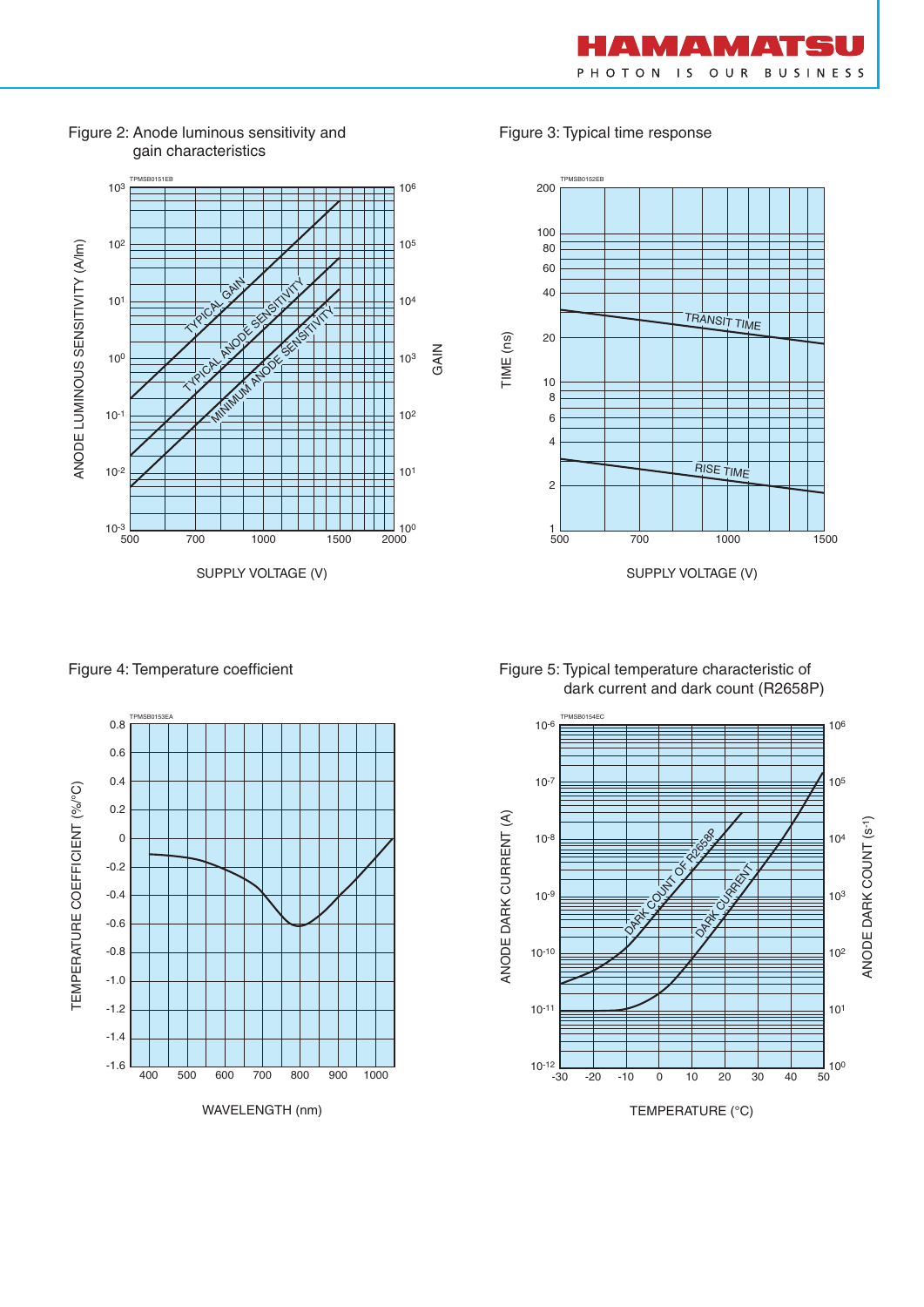Figure 2: Anode luminous sensitivity and gain characteristics

Figure 3: Typical time response

Figure 4: Temperature coefficient

Figure 5: Typical temperature characteristic of dark current and dark count (R2658P)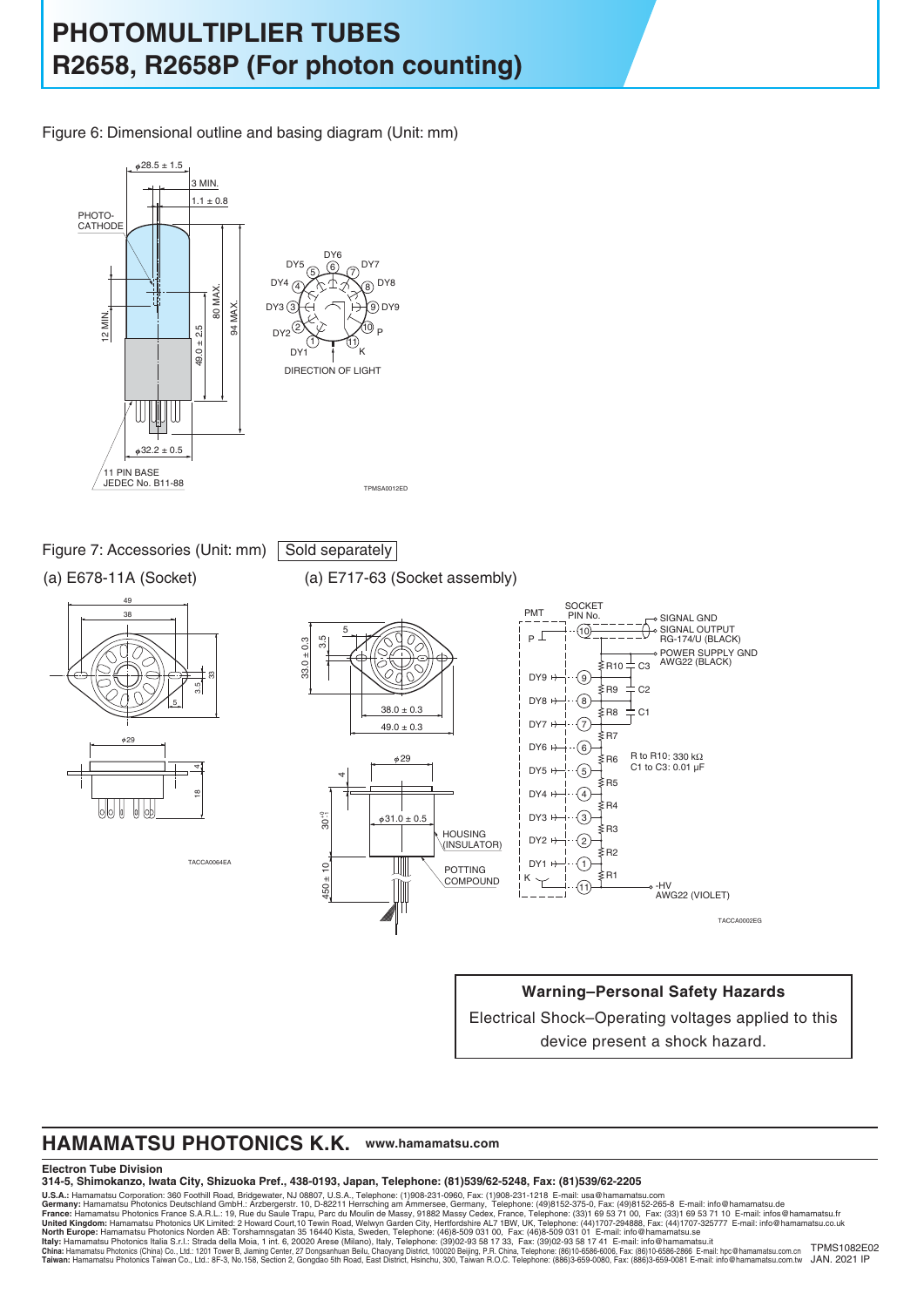# PHOTOMULTIPLIER TUBES
# R2658, R2658P (For photon counting)

Figure 6: Dimensional outline and basing diagram (Unit: mm)

φ28.5 ± 1.5
3 MIN.
1.1 ± 0.8
PHOTO-CATHODE
12 MIN.
49.0 ± 2.5
80 MAX.
94 MAX.
φ32.2 ± 0.5
11 PIN BASE
JEDEC No. B11-88

DY6
DY5 5 6 7 DY7
DY4 4 8 DY8
DY3 3 9 DY9
DY2 2 10 P
DY1 1 11 K
DIRECTION OF LIGHT

TPMSA0012ED

Figure 7: Accessories (Unit: mm) Sold separately

(a) E678-11A (Socket)

49
38
33
3.5
5
φ29
4
18

TACCA0064EA

(a) E717-63 (Socket assembly)

5
3.5
33.0 ± 0.3
38.0 ± 0.3
49.0 ± 0.3
φ29
4
φ31.0 ± 0.5
30 +0 -1
450 ± 10
HOUSING (INSULATOR)
POTTING COMPOUND

PMT
SOCKET PIN No.
P 10
SIGNAL GND
SIGNAL OUTPUT RG-174/U (BLACK)
POWER SUPPLY GND AWG22 (BLACK)
DY9 9
DY8 8
DY7 7
DY6 6
DY5 5
DY4 4
DY3 3
DY2 2
DY1 1
K 11
R1 R2 R3 R4 R5 R6 R7 R8 R9 R10
C1 C2 C3
R to R10: 330 kΩ
C1 to C3: 0.01 μF
-HV AWG22 (VIOLET)

TACCA0002EG

**Warning–Personal Safety Hazards**

Electrical Shock–Operating voltages applied to this device present a shock hazard.

## HAMAMATSU PHOTONICS K.K. www.hamamatsu.com

**Electron Tube Division**

**314-5, Shimokanzo, Iwata City, Shizuoka Pref., 438-0193, Japan, Telephone: (81)539/62-5248, Fax: (81)539/62-2205**

**U.S.A.:** Hamamatsu Corporation: 360 Foothill Road, Bridgewater, NJ 08807, U.S.A., Telephone: (1)908-231-0960, Fax: (1)908-231-1218 E-mail: usa@hamamatsu.com
**Germany:** Hamamatsu Photonics Deutschland GmbH.: Arzbergerstr. 10, D-82211 Herrsching am Ammersee, Germany, Telephone: (49)8152-375-0, Fax: (49)8152-265-8 E-mail: info@hamamatsu.de
**France:** Hamamatsu Photonics France S.A.R.L.: 19, Rue du Saule Trapu, Parc du Moulin de Massy, 91882 Massy Cedex, France, Telephone: (33)1 69 53 71 00, Fax: (33)1 69 53 71 10 E-mail: infos@hamamatsu.fr
**United Kingdom:** Hamamatsu Photonics UK Limited: 2 Howard Court,10 Tewin Road, Welwyn Garden City, Hertfordshire AL7 1BW, UK, Telephone: (44)1707-294888, Fax: (44)1707-325777 E-mail: info@hamamatsu.co.uk
**North Europe:** Hamamatsu Photonics Norden AB: Torshamnsgatan 35 16440 Kista, Sweden, Telephone: (46)8-509 031 00, Fax: (46)8-509 031 01 E-mail: info@hamamatsu.se
**Italy:** Hamamatsu Photonics Italia S.r.l.: Strada della Moia, 1 int. 6, 20020 Arese (Milano), Italy, Telephone: (39)02-93 58 17 33, Fax: (39)02-93 58 17 41 E-mail: info@hamamatsu.it
**China:** Hamamatsu Photonics (China) Co., Ltd.: 1201 Tower B, Jiaming Center, 27 Dongsanhuan Beilu, Chaoyang District, 100020 Beijing, P.R. China, Telephone: (86)10-6586-6006, Fax: (86)10-6586-2866 E-mail: hpc@hamamatsu.com.cn
**Taiwan:** Hamamatsu Photonics Taiwan Co., Ltd.: 8F-3, No.158, Section 2, Gongdao 5th Road, East District, Hsinchu, 300, Taiwan R.O.C. Telephone: (886)3-659-0080, Fax: (886)3-659-0081 E-mail: info@hamamatsu.com.tw

TPMS1082E02
JAN. 2021 IP